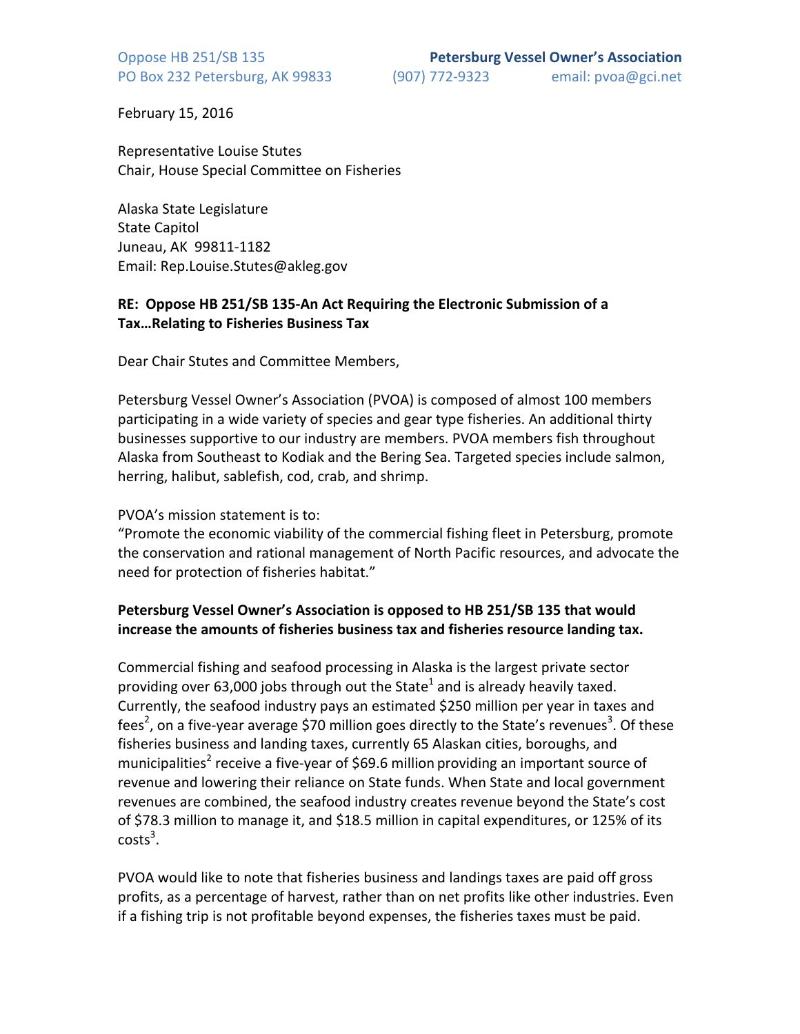Oppose HB 251/SB 135 **Petersburg Vessel Owner's Association**
PO Box 232 Petersburg, AK 99833 (907) 772-9323 email: pvoa@gci.net

February 15, 2016

Representative Louise Stutes
Chair, House Special Committee on Fisheries

Alaska State Legislature
State Capitol
Juneau, AK 99811-1182
Email: Rep.Louise.Stutes@akleg.gov

**RE: Oppose HB 251/SB 135-An Act Requiring the Electronic Submission of a Tax…Relating to Fisheries Business Tax**

Dear Chair Stutes and Committee Members,

Petersburg Vessel Owner's Association (PVOA) is composed of almost 100 members participating in a wide variety of species and gear type fisheries. An additional thirty businesses supportive to our industry are members. PVOA members fish throughout Alaska from Southeast to Kodiak and the Bering Sea. Targeted species include salmon, herring, halibut, sablefish, cod, crab, and shrimp.

PVOA's mission statement is to:
"Promote the economic viability of the commercial fishing fleet in Petersburg, promote the conservation and rational management of North Pacific resources, and advocate the need for protection of fisheries habitat."

**Petersburg Vessel Owner's Association is opposed to HB 251/SB 135 that would increase the amounts of fisheries business tax and fisheries resource landing tax.**

Commercial fishing and seafood processing in Alaska is the largest private sector providing over 63,000 jobs through out the State[1] and is already heavily taxed. Currently, the seafood industry pays an estimated $250 million per year in taxes and fees[2], on a five-year average $70 million goes directly to the State's revenues[3]. Of these fisheries business and landing taxes, currently 65 Alaskan cities, boroughs, and municipalities[2] receive a five-year of $69.6 million providing an important source of revenue and lowering their reliance on State funds. When State and local government revenues are combined, the seafood industry creates revenue beyond the State's cost of $78.3 million to manage it, and $18.5 million in capital expenditures, or 125% of its costs[3].

PVOA would like to note that fisheries business and landings taxes are paid off gross profits, as a percentage of harvest, rather than on net profits like other industries. Even if a fishing trip is not profitable beyond expenses, the fisheries taxes must be paid.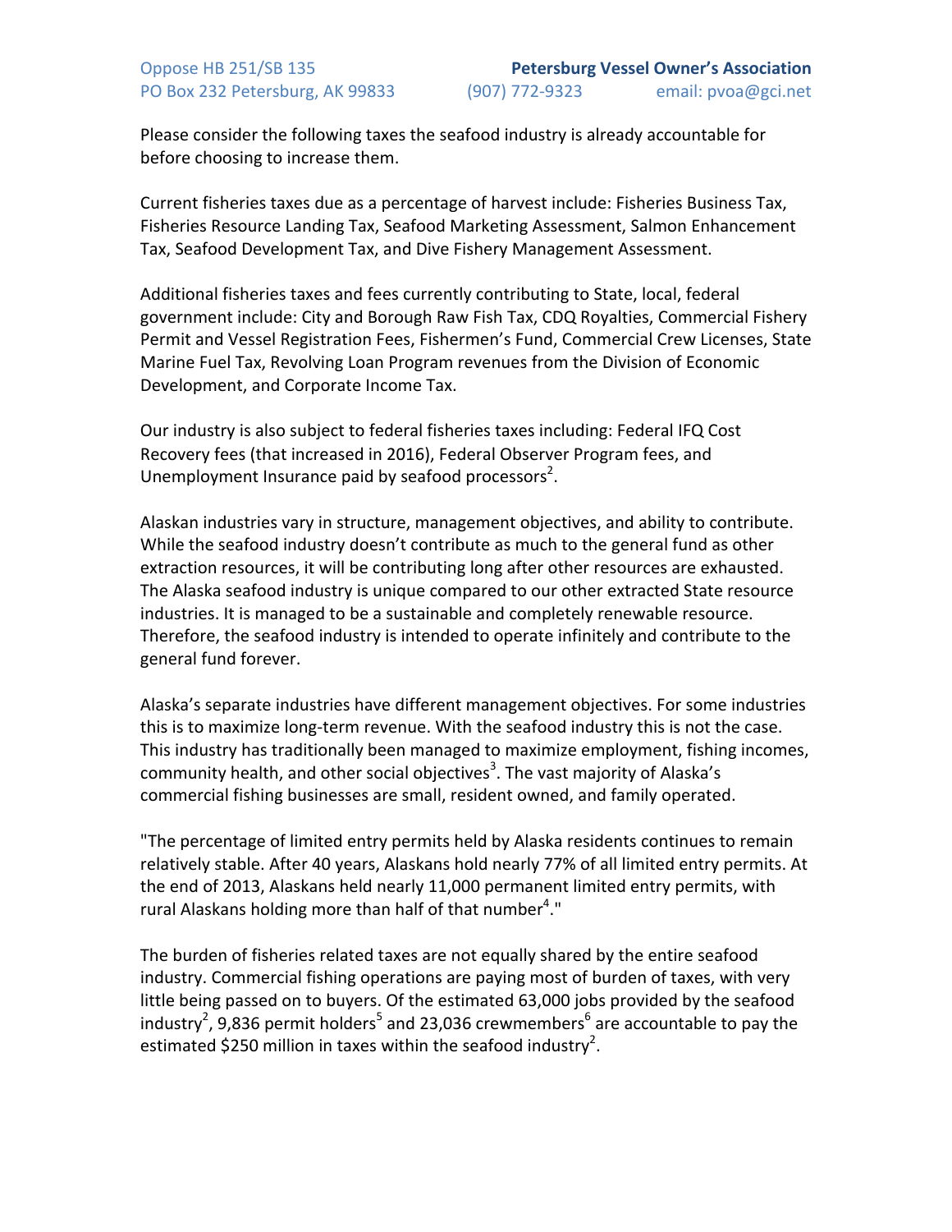Please consider the following taxes the seafood industry is already accountable for before choosing to increase them.

Current fisheries taxes due as a percentage of harvest include: Fisheries Business Tax, Fisheries Resource Landing Tax, Seafood Marketing Assessment, Salmon Enhancement Tax, Seafood Development Tax, and Dive Fishery Management Assessment.

Additional fisheries taxes and fees currently contributing to State, local, federal government include: City and Borough Raw Fish Tax, CDQ Royalties, Commercial Fishery Permit and Vessel Registration Fees, Fishermen's Fund, Commercial Crew Licenses, State Marine Fuel Tax, Revolving Loan Program revenues from the Division of Economic Development, and Corporate Income Tax.

Our industry is also subject to federal fisheries taxes including: Federal IFQ Cost Recovery fees (that increased in 2016), Federal Observer Program fees, and Unemployment Insurance paid by seafood processors[2].

Alaskan industries vary in structure, management objectives, and ability to contribute. While the seafood industry doesn't contribute as much to the general fund as other extraction resources, it will be contributing long after other resources are exhausted. The Alaska seafood industry is unique compared to our other extracted State resource industries. It is managed to be a sustainable and completely renewable resource. Therefore, the seafood industry is intended to operate infinitely and contribute to the general fund forever.

Alaska's separate industries have different management objectives. For some industries this is to maximize long-term revenue. With the seafood industry this is not the case. This industry has traditionally been managed to maximize employment, fishing incomes, community health, and other social objectives[3]. The vast majority of Alaska's commercial fishing businesses are small, resident owned, and family operated.

"The percentage of limited entry permits held by Alaska residents continues to remain relatively stable. After 40 years, Alaskans hold nearly 77% of all limited entry permits. At the end of 2013, Alaskans held nearly 11,000 permanent limited entry permits, with rural Alaskans holding more than half of that number[4]."

The burden of fisheries related taxes are not equally shared by the entire seafood industry. Commercial fishing operations are paying most of burden of taxes, with very little being passed on to buyers. Of the estimated 63,000 jobs provided by the seafood industry[2], 9,836 permit holders[5] and 23,036 crewmembers[6] are accountable to pay the estimated $250 million in taxes within the seafood industry[2].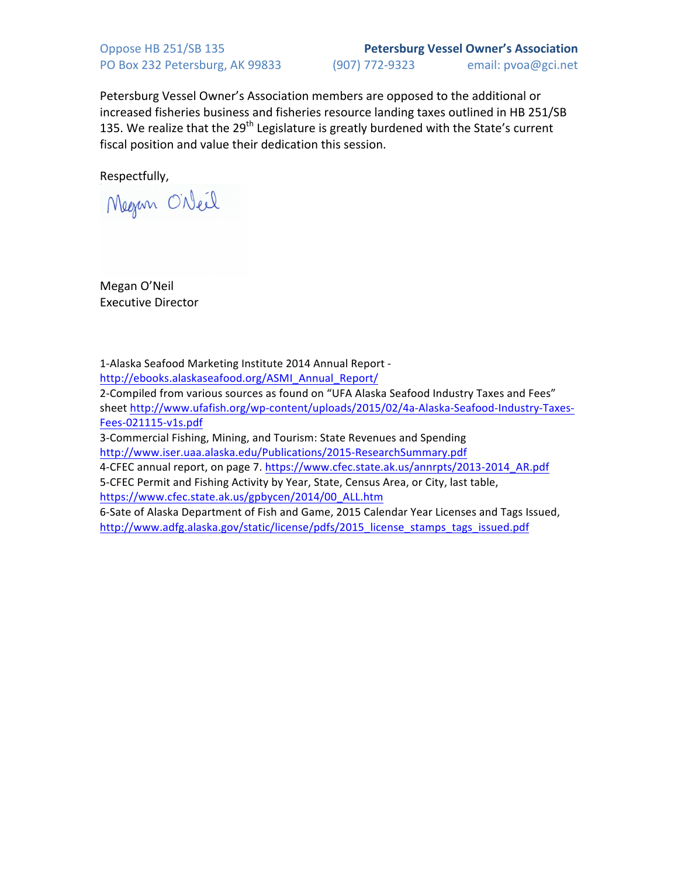Oppose HB 251/SB 135
PO Box 232 Petersburg, AK 99833

**Petersburg Vessel Owner's Association**
(907) 772-9323 email: pvoa@gci.net

Petersburg Vessel Owner's Association members are opposed to the additional or increased fisheries business and fisheries resource landing taxes outlined in HB 251/SB 135. We realize that the 29th Legislature is greatly burdened with the State's current fiscal position and value their dedication this session.

Respectfully,

Megan O'Neil

Megan O'Neil
Executive Director

1-Alaska Seafood Marketing Institute 2014 Annual Report - http://ebooks.alaskaseafood.org/ASMI_Annual_Report/

2-Compiled from various sources as found on "UFA Alaska Seafood Industry Taxes and Fees" sheet http://www.ufafish.org/wp-content/uploads/2015/02/4a-Alaska-Seafood-Industry-Taxes-Fees-021115-v1s.pdf

3-Commercial Fishing, Mining, and Tourism: State Revenues and Spending http://www.iser.uaa.alaska.edu/Publications/2015-ResearchSummary.pdf

4-CFEC annual report, on page 7. https://www.cfec.state.ak.us/annrpts/2013-2014_AR.pdf

5-CFEC Permit and Fishing Activity by Year, State, Census Area, or City, last table, https://www.cfec.state.ak.us/gpbycen/2014/00_ALL.htm

6-Sate of Alaska Department of Fish and Game, 2015 Calendar Year Licenses and Tags Issued, http://www.adfg.alaska.gov/static/license/pdfs/2015_license_stamps_tags_issued.pdf